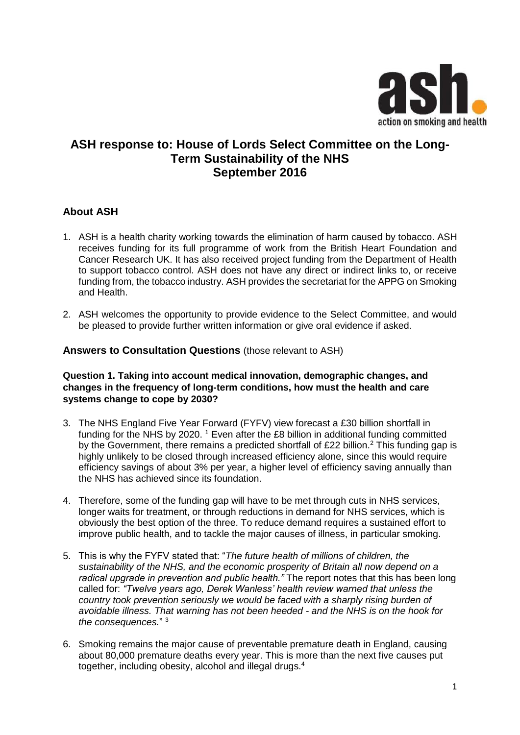# ASH response to: House of Lords Select Committee on the Long-Term Sustainability of the NHS September 2016

## About ASH

1. ASH is a health charity working towards the elimination of harm caused by tobacco. ASH receives funding for its full programme of work from the British Heart Foundation and Cancer Research UK. It has also received project funding from the Department of Health to support tobacco control. ASH does not have any direct or indirect links to, or receive funding from, the tobacco industry. ASH provides the secretariat for the APPG on Smoking and Health.

2. ASH welcomes the opportunity to provide evidence to the Select Committee, and would be pleased to provide further written information or give oral evidence if asked.

## Answers to Consultation Questions (those relevant to ASH)

**Question 1. Taking into account medical innovation, demographic changes, and changes in the frequency of long-term conditions, how must the health and care systems change to cope by 2030?**

3. The NHS England Five Year Forward (FYFV) view forecast a £30 billion shortfall in funding for the NHS by 2020. [1] Even after the £8 billion in additional funding committed by the Government, there remains a predicted shortfall of £22 billion.[2] This funding gap is highly unlikely to be closed through increased efficiency alone, since this would require efficiency savings of about 3% per year, a higher level of efficiency saving annually than the NHS has achieved since its foundation.

4. Therefore, some of the funding gap will have to be met through cuts in NHS services, longer waits for treatment, or through reductions in demand for NHS services, which is obviously the best option of the three. To reduce demand requires a sustained effort to improve public health, and to tackle the major causes of illness, in particular smoking.

5. This is why the FYFV stated that: "*The future health of millions of children, the sustainability of the NHS, and the economic prosperity of Britain all now depend on a radical upgrade in prevention and public health.*" The report notes that this has been long called for: *"Twelve years ago, Derek Wanless' health review warned that unless the country took prevention seriously we would be faced with a sharply rising burden of avoidable illness. That warning has not been heeded - and the NHS is on the hook for the consequences.*" [3]

6. Smoking remains the major cause of preventable premature death in England, causing about 80,000 premature deaths every year. This is more than the next five causes put together, including obesity, alcohol and illegal drugs.[4]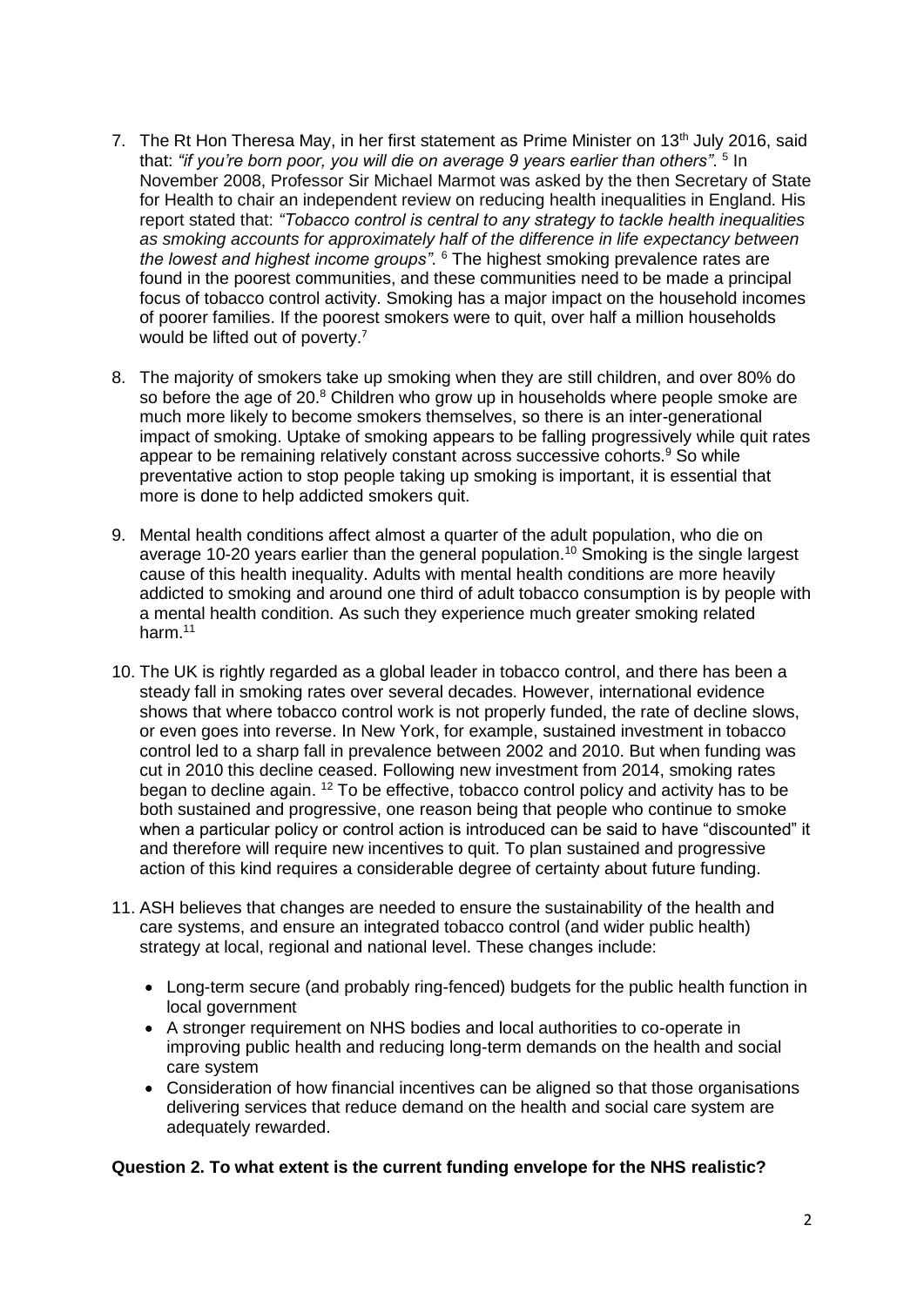7. The Rt Hon Theresa May, in her first statement as Prime Minister on 13th July 2016, said that: *"if you're born poor, you will die on average 9 years earlier than others"*. [5] In November 2008, Professor Sir Michael Marmot was asked by the then Secretary of State for Health to chair an independent review on reducing health inequalities in England. His report stated that: *"Tobacco control is central to any strategy to tackle health inequalities as smoking accounts for approximately half of the difference in life expectancy between the lowest and highest income groups"*. [6] The highest smoking prevalence rates are found in the poorest communities, and these communities need to be made a principal focus of tobacco control activity. Smoking has a major impact on the household incomes of poorer families. If the poorest smokers were to quit, over half a million households would be lifted out of poverty.[7]

8. The majority of smokers take up smoking when they are still children, and over 80% do so before the age of 20.[8] Children who grow up in households where people smoke are much more likely to become smokers themselves, so there is an inter-generational impact of smoking. Uptake of smoking appears to be falling progressively while quit rates appear to be remaining relatively constant across successive cohorts.[9] So while preventative action to stop people taking up smoking is important, it is essential that more is done to help addicted smokers quit.

9. Mental health conditions affect almost a quarter of the adult population, who die on average 10-20 years earlier than the general population.[10] Smoking is the single largest cause of this health inequality. Adults with mental health conditions are more heavily addicted to smoking and around one third of adult tobacco consumption is by people with a mental health condition. As such they experience much greater smoking related harm.[11]

10. The UK is rightly regarded as a global leader in tobacco control, and there has been a steady fall in smoking rates over several decades. However, international evidence shows that where tobacco control work is not properly funded, the rate of decline slows, or even goes into reverse. In New York, for example, sustained investment in tobacco control led to a sharp fall in prevalence between 2002 and 2010. But when funding was cut in 2010 this decline ceased. Following new investment from 2014, smoking rates began to decline again. [12] To be effective, tobacco control policy and activity has to be both sustained and progressive, one reason being that people who continue to smoke when a particular policy or control action is introduced can be said to have "discounted" it and therefore will require new incentives to quit. To plan sustained and progressive action of this kind requires a considerable degree of certainty about future funding.

11. ASH believes that changes are needed to ensure the sustainability of the health and care systems, and ensure an integrated tobacco control (and wider public health) strategy at local, regional and national level. These changes include:

    - Long-term secure (and probably ring-fenced) budgets for the public health function in local government
    - A stronger requirement on NHS bodies and local authorities to co-operate in improving public health and reducing long-term demands on the health and social care system
    - Consideration of how financial incentives can be aligned so that those organisations delivering services that reduce demand on the health and social care system are adequately rewarded.

**Question 2. To what extent is the current funding envelope for the NHS realistic?**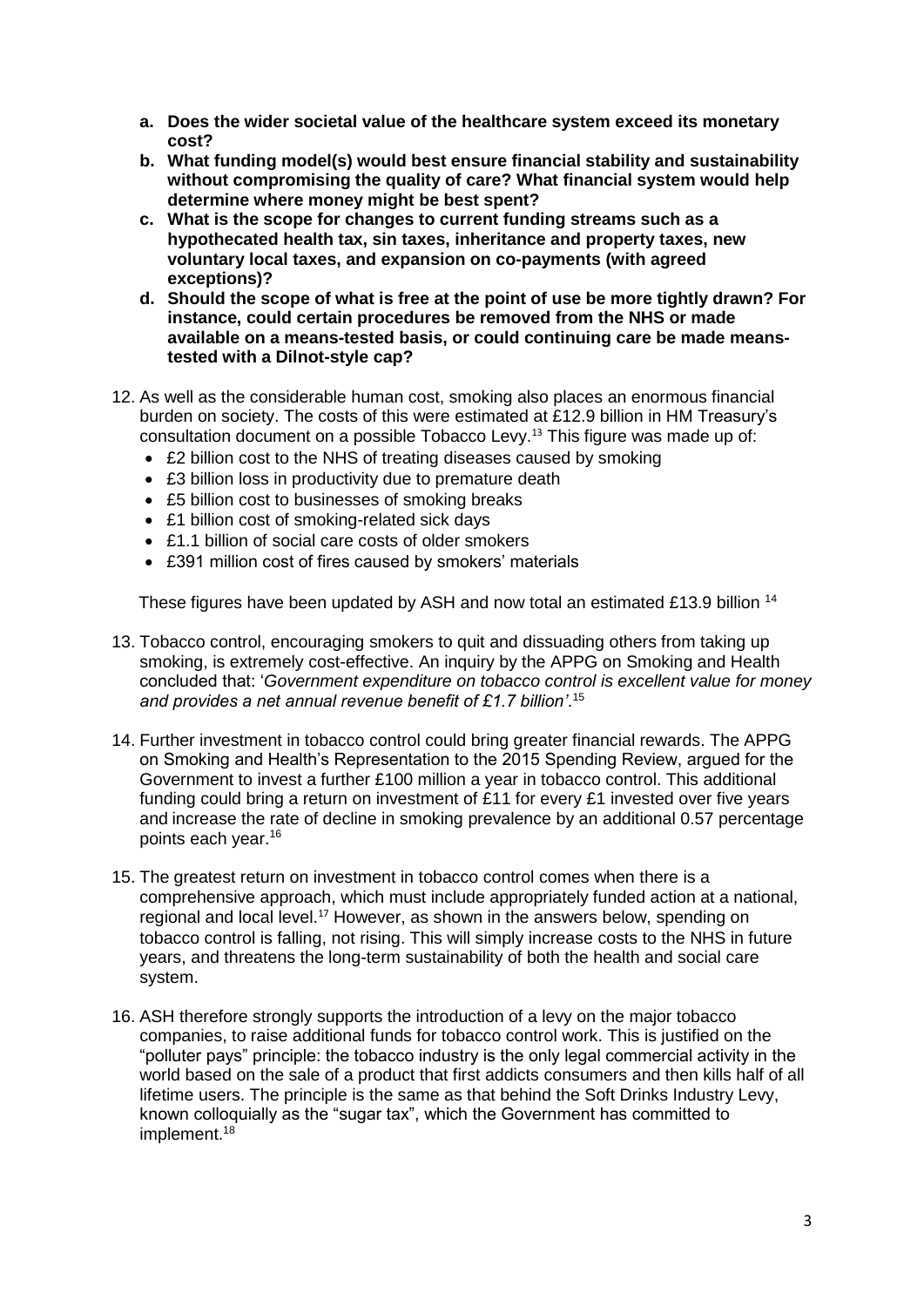a. **Does the wider societal value of the healthcare system exceed its monetary cost?**
b. **What funding model(s) would best ensure financial stability and sustainability without compromising the quality of care? What financial system would help determine where money might be best spent?**
c. **What is the scope for changes to current funding streams such as a hypothecated health tax, sin taxes, inheritance and property taxes, new voluntary local taxes, and expansion on co-payments (with agreed exceptions)?**
d. **Should the scope of what is free at the point of use be more tightly drawn? For instance, could certain procedures be removed from the NHS or made available on a means-tested basis, or could continuing care be made means-tested with a Dilnot-style cap?**

12. As well as the considerable human cost, smoking also places an enormous financial burden on society. The costs of this were estimated at £12.9 billion in HM Treasury's consultation document on a possible Tobacco Levy.[13] This figure was made up of:
    - £2 billion cost to the NHS of treating diseases caused by smoking
    - £3 billion loss in productivity due to premature death
    - £5 billion cost to businesses of smoking breaks
    - £1 billion cost of smoking-related sick days
    - £1.1 billion of social care costs of older smokers
    - £391 million cost of fires caused by smokers' materials

    These figures have been updated by ASH and now total an estimated £13.9 billion [14]

13. Tobacco control, encouraging smokers to quit and dissuading others from taking up smoking, is extremely cost-effective. An inquiry by the APPG on Smoking and Health concluded that: '*Government expenditure on tobacco control is excellent value for money and provides a net annual revenue benefit of £1.7 billion*'.[15]

14. Further investment in tobacco control could bring greater financial rewards. The APPG on Smoking and Health's Representation to the 2015 Spending Review, argued for the Government to invest a further £100 million a year in tobacco control. This additional funding could bring a return on investment of £11 for every £1 invested over five years and increase the rate of decline in smoking prevalence by an additional 0.57 percentage points each year.[16]

15. The greatest return on investment in tobacco control comes when there is a comprehensive approach, which must include appropriately funded action at a national, regional and local level.[17] However, as shown in the answers below, spending on tobacco control is falling, not rising. This will simply increase costs to the NHS in future years, and threatens the long-term sustainability of both the health and social care system.

16. ASH therefore strongly supports the introduction of a levy on the major tobacco companies, to raise additional funds for tobacco control work. This is justified on the "polluter pays" principle: the tobacco industry is the only legal commercial activity in the world based on the sale of a product that first addicts consumers and then kills half of all lifetime users. The principle is the same as that behind the Soft Drinks Industry Levy, known colloquially as the "sugar tax", which the Government has committed to implement.[18]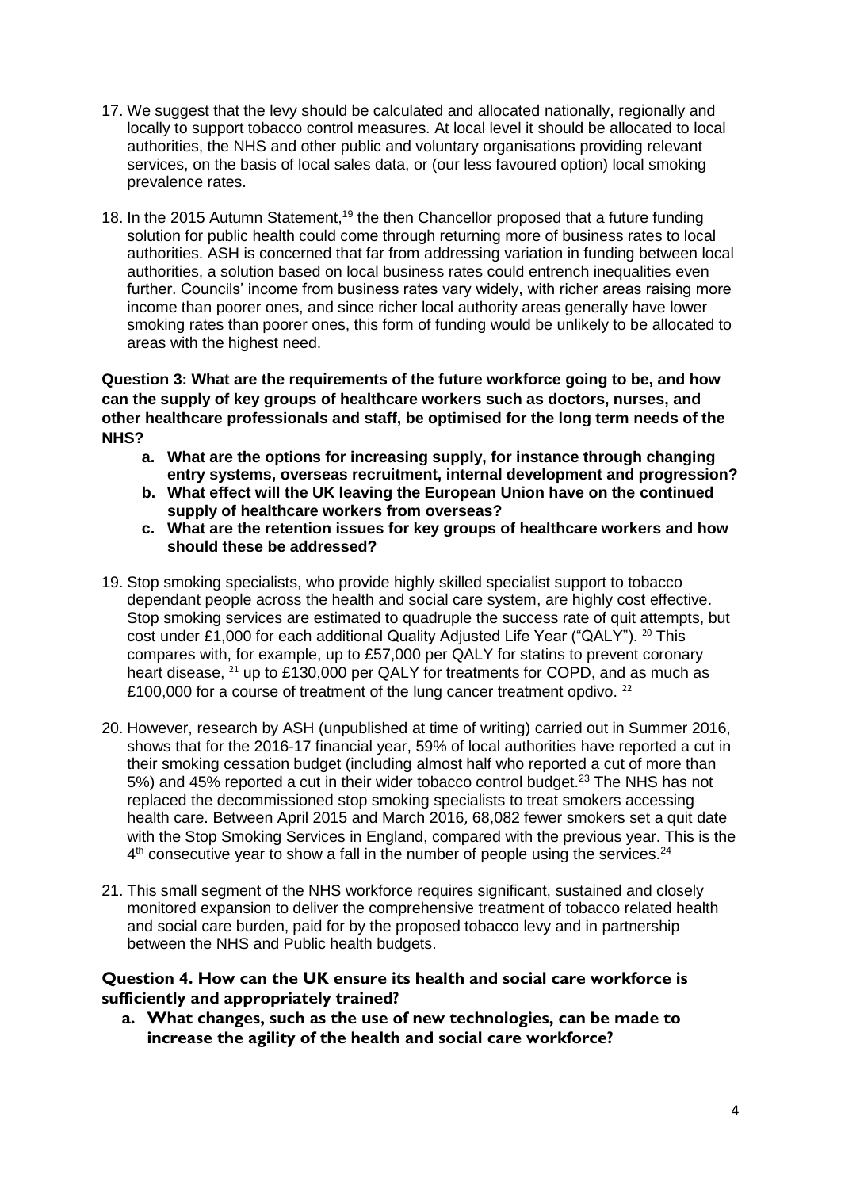17. We suggest that the levy should be calculated and allocated nationally, regionally and locally to support tobacco control measures. At local level it should be allocated to local authorities, the NHS and other public and voluntary organisations providing relevant services, on the basis of local sales data, or (our less favoured option) local smoking prevalence rates.

18. In the 2015 Autumn Statement,[19] the then Chancellor proposed that a future funding solution for public health could come through returning more of business rates to local authorities. ASH is concerned that far from addressing variation in funding between local authorities, a solution based on local business rates could entrench inequalities even further. Councils' income from business rates vary widely, with richer areas raising more income than poorer ones, and since richer local authority areas generally have lower smoking rates than poorer ones, this form of funding would be unlikely to be allocated to areas with the highest need.

**Question 3: What are the requirements of the future workforce going to be, and how can the supply of key groups of healthcare workers such as doctors, nurses, and other healthcare professionals and staff, be optimised for the long term needs of the NHS?**

- **a. What are the options for increasing supply, for instance through changing entry systems, overseas recruitment, internal development and progression?**
- **b. What effect will the UK leaving the European Union have on the continued supply of healthcare workers from overseas?**
- **c. What are the retention issues for key groups of healthcare workers and how should these be addressed?**

19. Stop smoking specialists, who provide highly skilled specialist support to tobacco dependant people across the health and social care system, are highly cost effective. Stop smoking services are estimated to quadruple the success rate of quit attempts, but cost under £1,000 for each additional Quality Adjusted Life Year ("QALY"). [20] This compares with, for example, up to £57,000 per QALY for statins to prevent coronary heart disease, [21] up to £130,000 per QALY for treatments for COPD, and as much as £100,000 for a course of treatment of the lung cancer treatment opdivo. [22]

20. However, research by ASH (unpublished at time of writing) carried out in Summer 2016, shows that for the 2016-17 financial year, 59% of local authorities have reported a cut in their smoking cessation budget (including almost half who reported a cut of more than 5%) and 45% reported a cut in their wider tobacco control budget.[23] The NHS has not replaced the decommissioned stop smoking specialists to treat smokers accessing health care. Between April 2015 and March 2016, 68,082 fewer smokers set a quit date with the Stop Smoking Services in England, compared with the previous year. This is the 4th consecutive year to show a fall in the number of people using the services.[24]

21. This small segment of the NHS workforce requires significant, sustained and closely monitored expansion to deliver the comprehensive treatment of tobacco related health and social care burden, paid for by the proposed tobacco levy and in partnership between the NHS and Public health budgets.

**Question 4. How can the UK ensure its health and social care workforce is sufficiently and appropriately trained?**

- **a. What changes, such as the use of new technologies, can be made to increase the agility of the health and social care workforce?**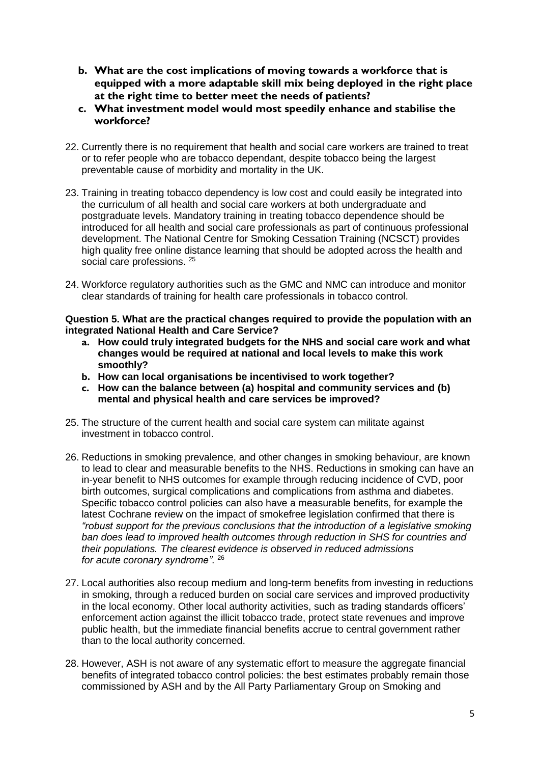**b. What are the cost implications of moving towards a workforce that is equipped with a more adaptable skill mix being deployed in the right place at the right time to better meet the needs of patients?**

**c. What investment model would most speedily enhance and stabilise the workforce?**

22. Currently there is no requirement that health and social care workers are trained to treat or to refer people who are tobacco dependant, despite tobacco being the largest preventable cause of morbidity and mortality in the UK.

23. Training in treating tobacco dependency is low cost and could easily be integrated into the curriculum of all health and social care workers at both undergraduate and postgraduate levels. Mandatory training in treating tobacco dependence should be introduced for all health and social care professionals as part of continuous professional development. The National Centre for Smoking Cessation Training (NCSCT) provides high quality free online distance learning that should be adopted across the health and social care professions. [25]

24. Workforce regulatory authorities such as the GMC and NMC can introduce and monitor clear standards of training for health care professionals in tobacco control.

**Question 5. What are the practical changes required to provide the population with an integrated National Health and Care Service?**

a. **How could truly integrated budgets for the NHS and social care work and what changes would be required at national and local levels to make this work smoothly?**
b. **How can local organisations be incentivised to work together?**
c. **How can the balance between (a) hospital and community services and (b) mental and physical health and care services be improved?**

25. The structure of the current health and social care system can militate against investment in tobacco control.

26. Reductions in smoking prevalence, and other changes in smoking behaviour, are known to lead to clear and measurable benefits to the NHS. Reductions in smoking can have an in-year benefit to NHS outcomes for example through reducing incidence of CVD, poor birth outcomes, surgical complications and complications from asthma and diabetes. Specific tobacco control policies can also have a measurable benefits, for example the latest Cochrane review on the impact of smokefree legislation confirmed that there is *"robust support for the previous conclusions that the introduction of a legislative smoking ban does lead to improved health outcomes through reduction in SHS for countries and their populations. The clearest evidence is observed in reduced admissions for acute coronary syndrome".* [26]

27. Local authorities also recoup medium and long-term benefits from investing in reductions in smoking, through a reduced burden on social care services and improved productivity in the local economy. Other local authority activities, such as trading standards officers' enforcement action against the illicit tobacco trade, protect state revenues and improve public health, but the immediate financial benefits accrue to central government rather than to the local authority concerned.

28. However, ASH is not aware of any systematic effort to measure the aggregate financial benefits of integrated tobacco control policies: the best estimates probably remain those commissioned by ASH and by the All Party Parliamentary Group on Smoking and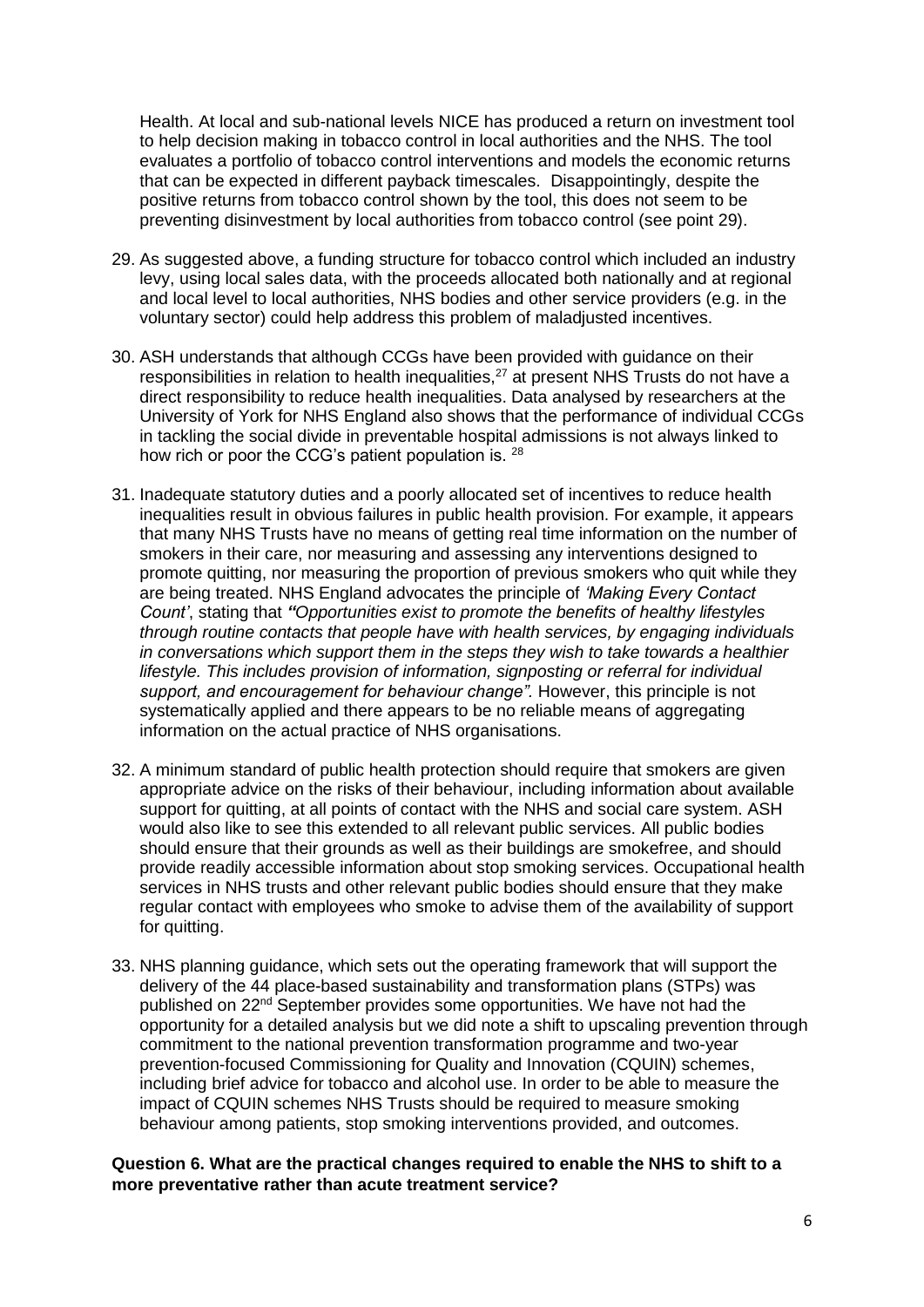Health. At local and sub-national levels NICE has produced a return on investment tool to help decision making in tobacco control in local authorities and the NHS. The tool evaluates a portfolio of tobacco control interventions and models the economic returns that can be expected in different payback timescales. Disappointingly, despite the positive returns from tobacco control shown by the tool, this does not seem to be preventing disinvestment by local authorities from tobacco control (see point 29).

29. As suggested above, a funding structure for tobacco control which included an industry levy, using local sales data, with the proceeds allocated both nationally and at regional and local level to local authorities, NHS bodies and other service providers (e.g. in the voluntary sector) could help address this problem of maladjusted incentives.

30. ASH understands that although CCGs have been provided with guidance on their responsibilities in relation to health inequalities,[27] at present NHS Trusts do not have a direct responsibility to reduce health inequalities. Data analysed by researchers at the University of York for NHS England also shows that the performance of individual CCGs in tackling the social divide in preventable hospital admissions is not always linked to how rich or poor the CCG's patient population is. [28]

31. Inadequate statutory duties and a poorly allocated set of incentives to reduce health inequalities result in obvious failures in public health provision. For example, it appears that many NHS Trusts have no means of getting real time information on the number of smokers in their care, nor measuring and assessing any interventions designed to promote quitting, nor measuring the proportion of previous smokers who quit while they are being treated. NHS England advocates the principle of *'Making Every Contact Count'*, stating that ***"****Opportunities exist to promote the benefits of healthy lifestyles through routine contacts that people have with health services, by engaging individuals in conversations which support them in the steps they wish to take towards a healthier lifestyle. This includes provision of information, signposting or referral for individual support, and encouragement for behaviour change".* However, this principle is not systematically applied and there appears to be no reliable means of aggregating information on the actual practice of NHS organisations.

32. A minimum standard of public health protection should require that smokers are given appropriate advice on the risks of their behaviour, including information about available support for quitting, at all points of contact with the NHS and social care system. ASH would also like to see this extended to all relevant public services. All public bodies should ensure that their grounds as well as their buildings are smokefree, and should provide readily accessible information about stop smoking services. Occupational health services in NHS trusts and other relevant public bodies should ensure that they make regular contact with employees who smoke to advise them of the availability of support for quitting.

33. NHS planning guidance, which sets out the operating framework that will support the delivery of the 44 place-based sustainability and transformation plans (STPs) was published on 22nd September provides some opportunities. We have not had the opportunity for a detailed analysis but we did note a shift to upscaling prevention through commitment to the national prevention transformation programme and two-year prevention-focused Commissioning for Quality and Innovation (CQUIN) schemes, including brief advice for tobacco and alcohol use. In order to be able to measure the impact of CQUIN schemes NHS Trusts should be required to measure smoking behaviour among patients, stop smoking interventions provided, and outcomes.

**Question 6. What are the practical changes required to enable the NHS to shift to a more preventative rather than acute treatment service?**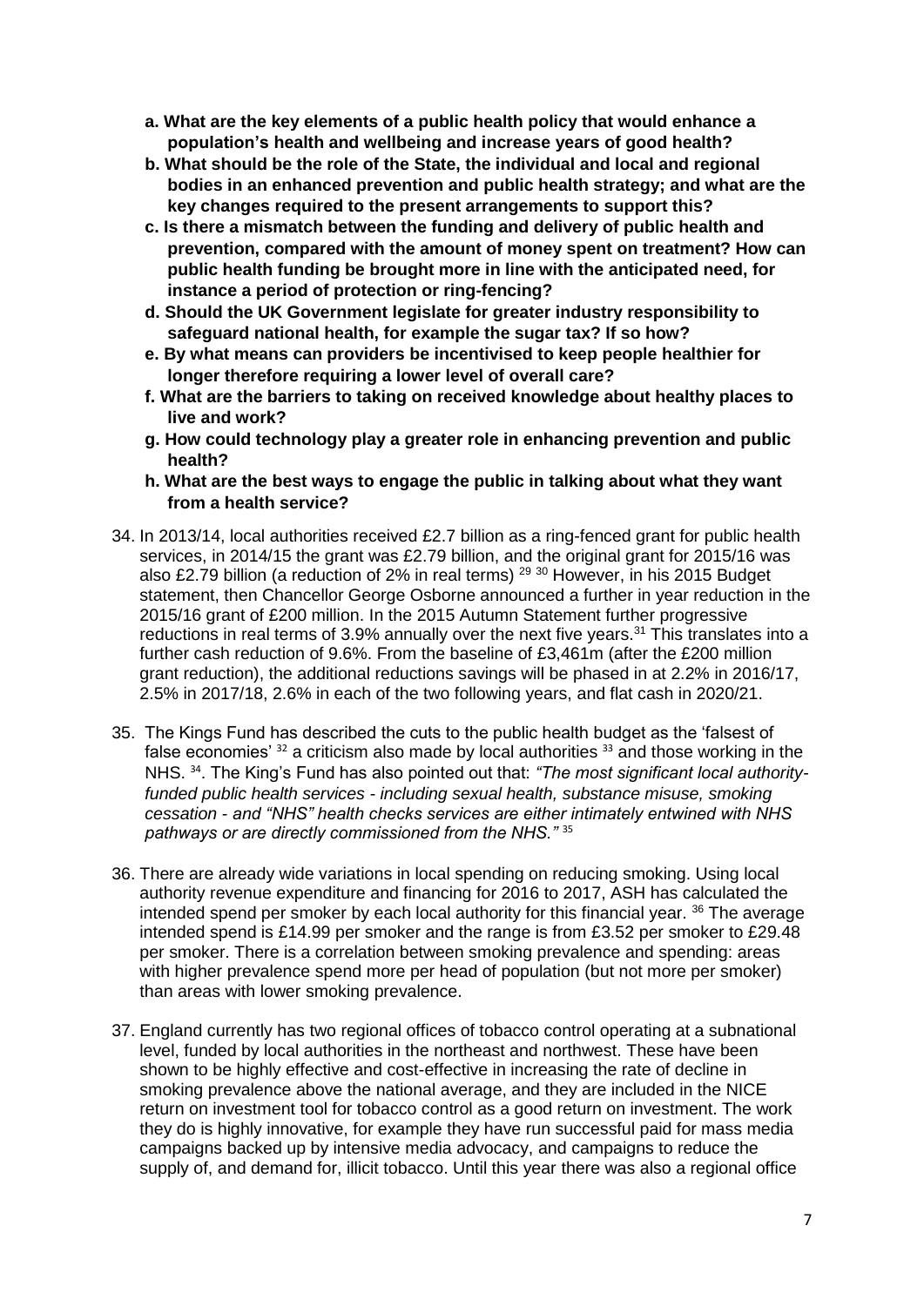- **a. What are the key elements of a public health policy that would enhance a population's health and wellbeing and increase years of good health?**
- **b. What should be the role of the State, the individual and local and regional bodies in an enhanced prevention and public health strategy; and what are the key changes required to the present arrangements to support this?**
- **c. Is there a mismatch between the funding and delivery of public health and prevention, compared with the amount of money spent on treatment? How can public health funding be brought more in line with the anticipated need, for instance a period of protection or ring-fencing?**
- **d. Should the UK Government legislate for greater industry responsibility to safeguard national health, for example the sugar tax? If so how?**
- **e. By what means can providers be incentivised to keep people healthier for longer therefore requiring a lower level of overall care?**
- **f. What are the barriers to taking on received knowledge about healthy places to live and work?**
- **g. How could technology play a greater role in enhancing prevention and public health?**
- **h. What are the best ways to engage the public in talking about what they want from a health service?**

34. In 2013/14, local authorities received £2.7 billion as a ring-fenced grant for public health services, in 2014/15 the grant was £2.79 billion, and the original grant for 2015/16 was also £2.79 billion (a reduction of 2% in real terms) [29] [30] However, in his 2015 Budget statement, then Chancellor George Osborne announced a further in year reduction in the 2015/16 grant of £200 million. In the 2015 Autumn Statement further progressive reductions in real terms of 3.9% annually over the next five years.[31] This translates into a further cash reduction of 9.6%. From the baseline of £3,461m (after the £200 million grant reduction), the additional reductions savings will be phased in at 2.2% in 2016/17, 2.5% in 2017/18, 2.6% in each of the two following years, and flat cash in 2020/21.

35. The Kings Fund has described the cuts to the public health budget as the 'falsest of false economies' [32] a criticism also made by local authorities [33] and those working in the NHS. [34]. The King's Fund has also pointed out that: *"The most significant local authority-funded public health services - including sexual health, substance misuse, smoking cessation - and "NHS" health checks services are either intimately entwined with NHS pathways or are directly commissioned from the NHS."* [35]

36. There are already wide variations in local spending on reducing smoking. Using local authority revenue expenditure and financing for 2016 to 2017, ASH has calculated the intended spend per smoker by each local authority for this financial year. [36] The average intended spend is £14.99 per smoker and the range is from £3.52 per smoker to £29.48 per smoker. There is a correlation between smoking prevalence and spending: areas with higher prevalence spend more per head of population (but not more per smoker) than areas with lower smoking prevalence.

37. England currently has two regional offices of tobacco control operating at a subnational level, funded by local authorities in the northeast and northwest. These have been shown to be highly effective and cost-effective in increasing the rate of decline in smoking prevalence above the national average, and they are included in the NICE return on investment tool for tobacco control as a good return on investment. The work they do is highly innovative, for example they have run successful paid for mass media campaigns backed up by intensive media advocacy, and campaigns to reduce the supply of, and demand for, illicit tobacco. Until this year there was also a regional office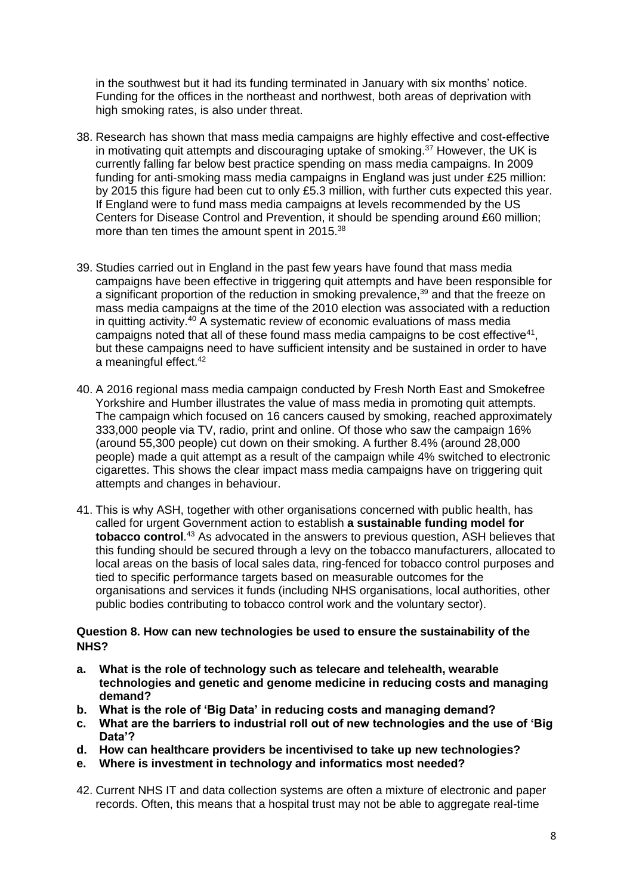in the southwest but it had its funding terminated in January with six months' notice. Funding for the offices in the northeast and northwest, both areas of deprivation with high smoking rates, is also under threat.

38. Research has shown that mass media campaigns are highly effective and cost-effective in motivating quit attempts and discouraging uptake of smoking.[37] However, the UK is currently falling far below best practice spending on mass media campaigns. In 2009 funding for anti-smoking mass media campaigns in England was just under £25 million: by 2015 this figure had been cut to only £5.3 million, with further cuts expected this year. If England were to fund mass media campaigns at levels recommended by the US Centers for Disease Control and Prevention, it should be spending around £60 million; more than ten times the amount spent in 2015.[38]

39. Studies carried out in England in the past few years have found that mass media campaigns have been effective in triggering quit attempts and have been responsible for a significant proportion of the reduction in smoking prevalence,[39] and that the freeze on mass media campaigns at the time of the 2010 election was associated with a reduction in quitting activity.[40] A systematic review of economic evaluations of mass media campaigns noted that all of these found mass media campaigns to be cost effective[41], but these campaigns need to have sufficient intensity and be sustained in order to have a meaningful effect.[42]

40. A 2016 regional mass media campaign conducted by Fresh North East and Smokefree Yorkshire and Humber illustrates the value of mass media in promoting quit attempts. The campaign which focused on 16 cancers caused by smoking, reached approximately 333,000 people via TV, radio, print and online. Of those who saw the campaign 16% (around 55,300 people) cut down on their smoking. A further 8.4% (around 28,000 people) made a quit attempt as a result of the campaign while 4% switched to electronic cigarettes. This shows the clear impact mass media campaigns have on triggering quit attempts and changes in behaviour.

41. This is why ASH, together with other organisations concerned with public health, has called for urgent Government action to establish **a sustainable funding model for tobacco control**.[43] As advocated in the answers to previous question, ASH believes that this funding should be secured through a levy on the tobacco manufacturers, allocated to local areas on the basis of local sales data, ring-fenced for tobacco control purposes and tied to specific performance targets based on measurable outcomes for the organisations and services it funds (including NHS organisations, local authorities, other public bodies contributing to tobacco control work and the voluntary sector).

**Question 8. How can new technologies be used to ensure the sustainability of the NHS?**

**a. What is the role of technology such as telecare and telehealth, wearable technologies and genetic and genome medicine in reducing costs and managing demand?**

**b. What is the role of 'Big Data' in reducing costs and managing demand?**

**c. What are the barriers to industrial roll out of new technologies and the use of 'Big Data'?**

**d. How can healthcare providers be incentivised to take up new technologies?**

**e. Where is investment in technology and informatics most needed?**

42. Current NHS IT and data collection systems are often a mixture of electronic and paper records. Often, this means that a hospital trust may not be able to aggregate real-time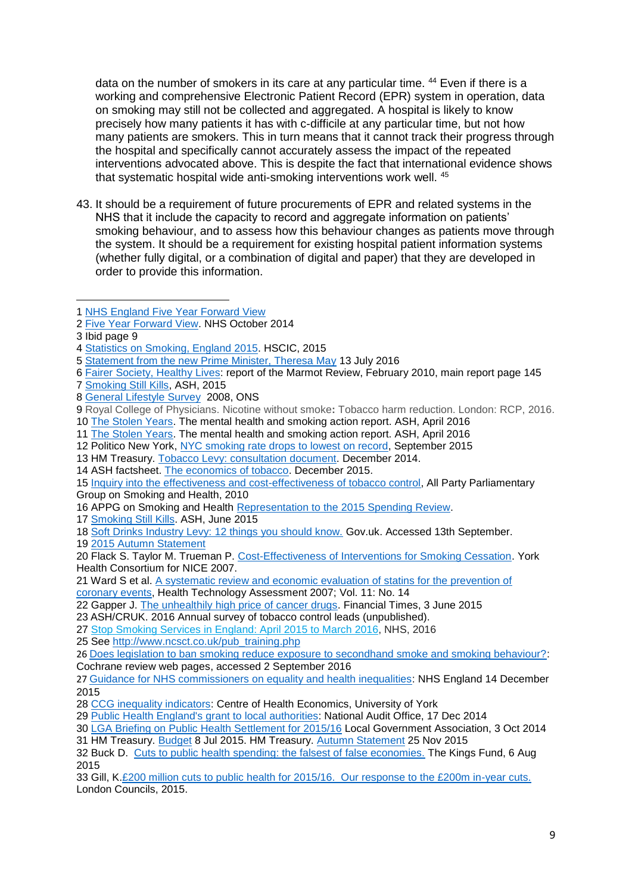data on the number of smokers in its care at any particular time. [44] Even if there is a working and comprehensive Electronic Patient Record (EPR) system in operation, data on smoking may still not be collected and aggregated. A hospital is likely to know precisely how many patients it has with c-difficile at any particular time, but not how many patients are smokers. This in turn means that it cannot track their progress through the hospital and specifically cannot accurately assess the impact of the repeated interventions advocated above. This is despite the fact that international evidence shows that systematic hospital wide anti-smoking interventions work well. [45]

43. It should be a requirement of future procurements of EPR and related systems in the NHS that it include the capacity to record and aggregate information on patients' smoking behaviour, and to assess how this behaviour changes as patients move through the system. It should be a requirement for existing hospital patient information systems (whether fully digital, or a combination of digital and paper) that they are developed in order to provide this information.

---

1 NHS England Five Year Forward View
2 Five Year Forward View. NHS October 2014
3 Ibid page 9
4 Statistics on Smoking, England 2015. HSCIC, 2015
5 Statement from the new Prime Minister, Theresa May 13 July 2016
6 Fairer Society, Healthy Lives: report of the Marmot Review, February 2010, main report page 145
7 Smoking Still Kills, ASH, 2015
8 General Lifestyle Survey 2008, ONS
9 Royal College of Physicians. Nicotine without smoke: Tobacco harm reduction. London: RCP, 2016.
10 The Stolen Years. The mental health and smoking action report. ASH, April 2016
11 The Stolen Years. The mental health and smoking action report. ASH, April 2016
12 Politico New York, NYC smoking rate drops to lowest on record, September 2015
13 HM Treasury. Tobacco Levy: consultation document. December 2014.
14 ASH factsheet. The economics of tobacco. December 2015.
15 Inquiry into the effectiveness and cost-effectiveness of tobacco control, All Party Parliamentary Group on Smoking and Health, 2010
16 APPG on Smoking and Health Representation to the 2015 Spending Review.
17 Smoking Still Kills. ASH, June 2015
18 Soft Drinks Industry Levy: 12 things you should know. Gov.uk. Accessed 13th September.
19 2015 Autumn Statement
20 Flack S. Taylor M. Trueman P. Cost-Effectiveness of Interventions for Smoking Cessation. York Health Consortium for NICE 2007.
21 Ward S et al. A systematic review and economic evaluation of statins for the prevention of coronary events, Health Technology Assessment 2007; Vol. 11: No. 14
22 Gapper J. The unhealthily high price of cancer drugs. Financial Times, 3 June 2015
23 ASH/CRUK. 2016 Annual survey of tobacco control leads (unpublished).
27 Stop Smoking Services in England: April 2015 to March 2016, NHS, 2016
25 See http://www.ncsct.co.uk/pub_training.php
26 Does legislation to ban smoking reduce exposure to secondhand smoke and smoking behaviour?: Cochrane review web pages, accessed 2 September 2016
27 Guidance for NHS commissioners on equality and health inequalities: NHS England 14 December 2015
28 CCG inequality indicators: Centre of Health Economics, University of York
29 Public Health England's grant to local authorities: National Audit Office, 17 Dec 2014
30 LGA Briefing on Public Health Settlement for 2015/16 Local Government Association, 3 Oct 2014
31 HM Treasury. Budget 8 Jul 2015. HM Treasury. Autumn Statement 25 Nov 2015
32 Buck D. Cuts to public health spending: the falsest of false economies. The Kings Fund, 6 Aug 2015
33 Gill, K.£200 million cuts to public health for 2015/16. Our response to the £200m in-year cuts. London Councils, 2015.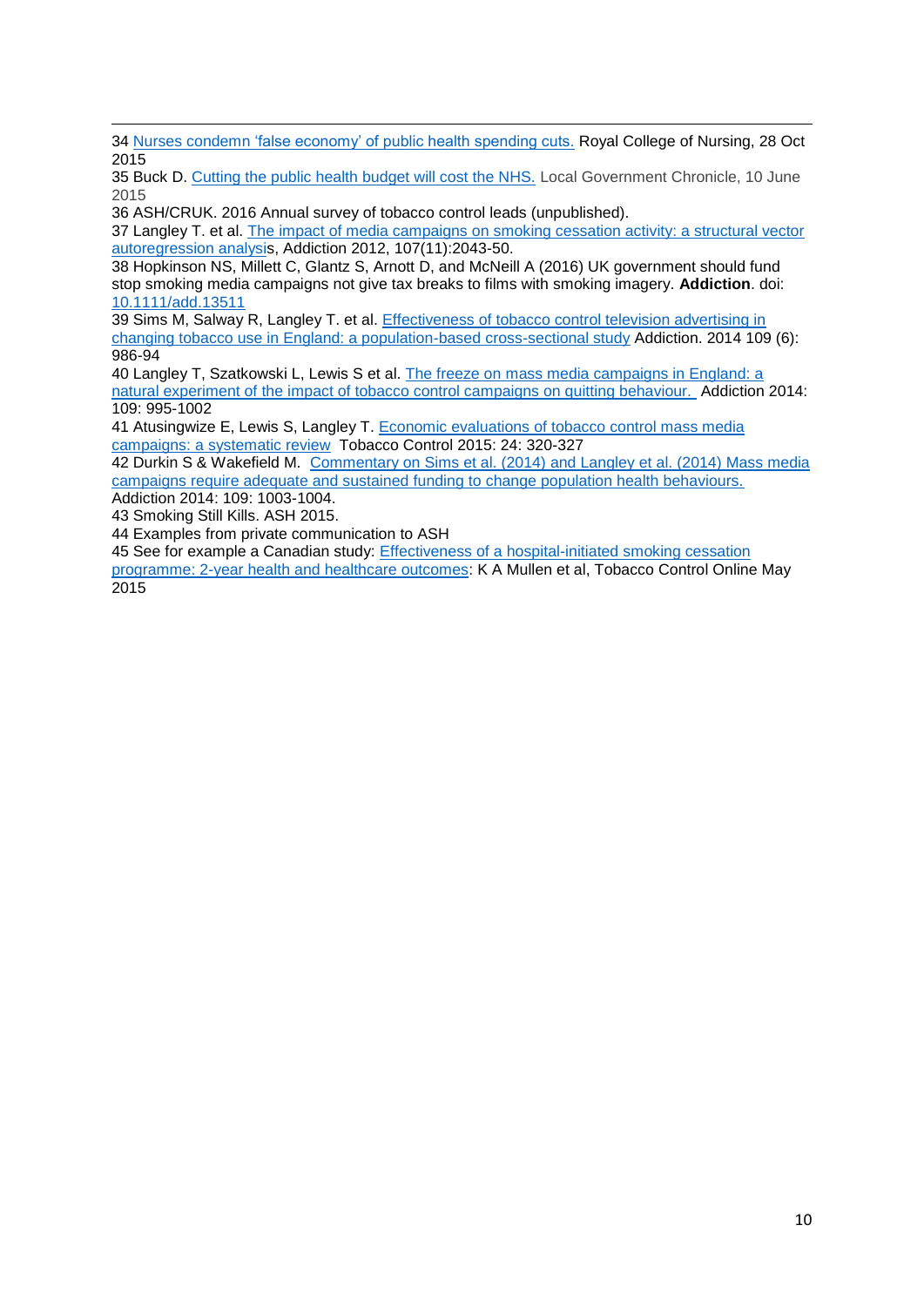34 Nurses condemn 'false economy' of public health spending cuts. Royal College of Nursing, 28 Oct 2015

35 Buck D. Cutting the public health budget will cost the NHS. Local Government Chronicle, 10 June 2015

36 ASH/CRUK. 2016 Annual survey of tobacco control leads (unpublished).

37 Langley T. et al. The impact of media campaigns on smoking cessation activity: a structural vector autoregression analysis, Addiction 2012, 107(11):2043-50.

38 Hopkinson NS, Millett C, Glantz S, Arnott D, and McNeill A (2016) UK government should fund stop smoking media campaigns not give tax breaks to films with smoking imagery. **Addiction**. doi: 10.1111/add.13511

39 Sims M, Salway R, Langley T. et al. Effectiveness of tobacco control television advertising in changing tobacco use in England: a population-based cross-sectional study Addiction. 2014 109 (6): 986-94

40 Langley T, Szatkowski L, Lewis S et al. The freeze on mass media campaigns in England: a natural experiment of the impact of tobacco control campaigns on quitting behaviour. Addiction 2014: 109: 995-1002

41 Atusingwize E, Lewis S, Langley T. Economic evaluations of tobacco control mass media campaigns: a systematic review Tobacco Control 2015: 24: 320-327

42 Durkin S & Wakefield M. Commentary on Sims et al. (2014) and Langley et al. (2014) Mass media campaigns require adequate and sustained funding to change population health behaviours. Addiction 2014: 109: 1003-1004.

43 Smoking Still Kills. ASH 2015.

44 Examples from private communication to ASH

45 See for example a Canadian study: Effectiveness of a hospital-initiated smoking cessation programme: 2-year health and healthcare outcomes: K A Mullen et al, Tobacco Control Online May 2015